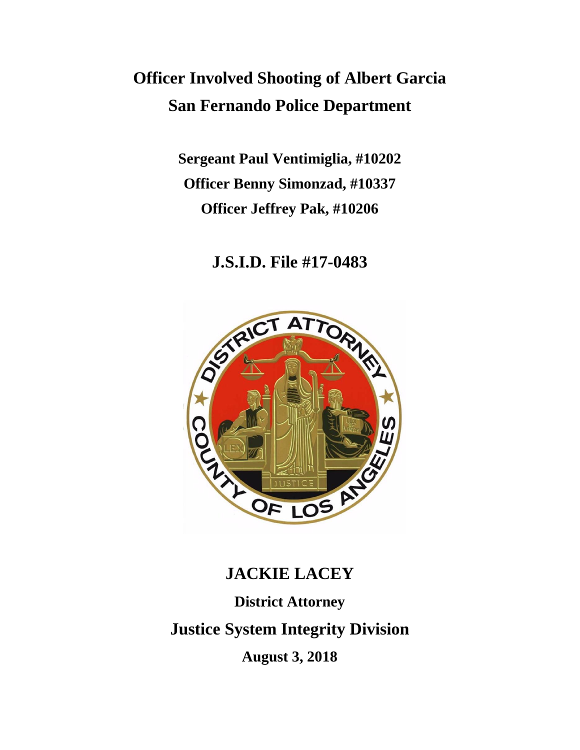# Officer Involved Shooting of Albert Garcia

# San Fernando Police Department

**Sergeant Paul Ventimiglia, #10202**

**Officer Benny Simonzad, #10337**

**Officer Jeffrey Pak, #10206**

## J.S.I.D. File #17-0483

## JACKIE LACEY

**District Attorney**

## Justice System Integrity Division

**August 3, 2018**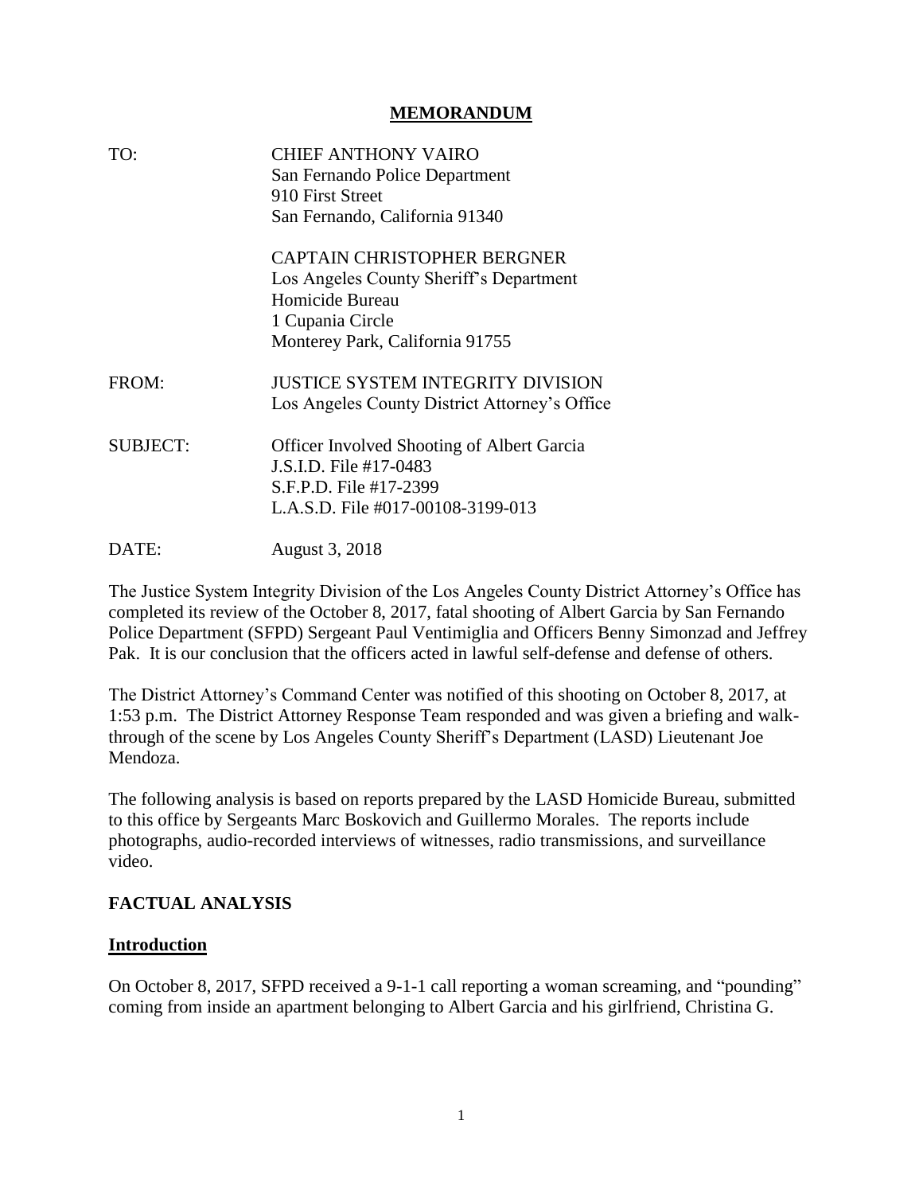# MEMORANDUM

| | |
|---|---|
| TO: | CHIEF ANTHONY VAIRO<br>San Fernando Police Department<br>910 First Street<br>San Fernando, California 91340 |
| | CAPTAIN CHRISTOPHER BERGNER<br>Los Angeles County Sheriff's Department<br>Homicide Bureau<br>1 Cupania Circle<br>Monterey Park, California 91755 |
| FROM: | JUSTICE SYSTEM INTEGRITY DIVISION<br>Los Angeles County District Attorney's Office |
| SUBJECT: | Officer Involved Shooting of Albert Garcia<br>J.S.I.D. File #17-0483<br>S.F.P.D. File #17-2399<br>L.A.S.D. File #017-00108-3199-013 |
| DATE: | August 3, 2018 |

The Justice System Integrity Division of the Los Angeles County District Attorney's Office has completed its review of the October 8, 2017, fatal shooting of Albert Garcia by San Fernando Police Department (SFPD) Sergeant Paul Ventimiglia and Officers Benny Simonzad and Jeffrey Pak. It is our conclusion that the officers acted in lawful self-defense and defense of others.

The District Attorney's Command Center was notified of this shooting on October 8, 2017, at 1:53 p.m. The District Attorney Response Team responded and was given a briefing and walk-through of the scene by Los Angeles County Sheriff's Department (LASD) Lieutenant Joe Mendoza.

The following analysis is based on reports prepared by the LASD Homicide Bureau, submitted to this office by Sergeants Marc Boskovich and Guillermo Morales. The reports include photographs, audio-recorded interviews of witnesses, radio transmissions, and surveillance video.

## FACTUAL ANALYSIS

### Introduction

On October 8, 2017, SFPD received a 9-1-1 call reporting a woman screaming, and "pounding" coming from inside an apartment belonging to Albert Garcia and his girlfriend, Christina G.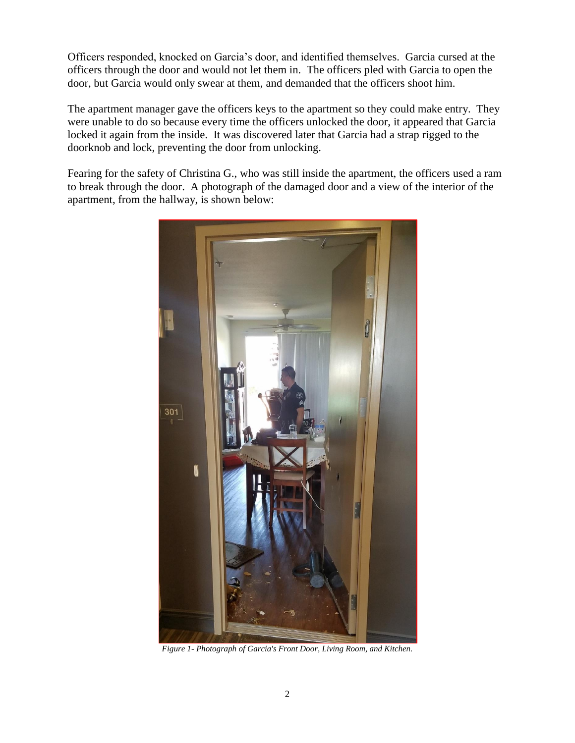Officers responded, knocked on Garcia's door, and identified themselves. Garcia cursed at the officers through the door and would not let them in. The officers pled with Garcia to open the door, but Garcia would only swear at them, and demanded that the officers shoot him.

The apartment manager gave the officers keys to the apartment so they could make entry. They were unable to do so because every time the officers unlocked the door, it appeared that Garcia locked it again from the inside. It was discovered later that Garcia had a strap rigged to the doorknob and lock, preventing the door from unlocking.

Fearing for the safety of Christina G., who was still inside the apartment, the officers used a ram to break through the door. A photograph of the damaged door and a view of the interior of the apartment, from the hallway, is shown below:

*Figure 1- Photograph of Garcia's Front Door, Living Room, and Kitchen.*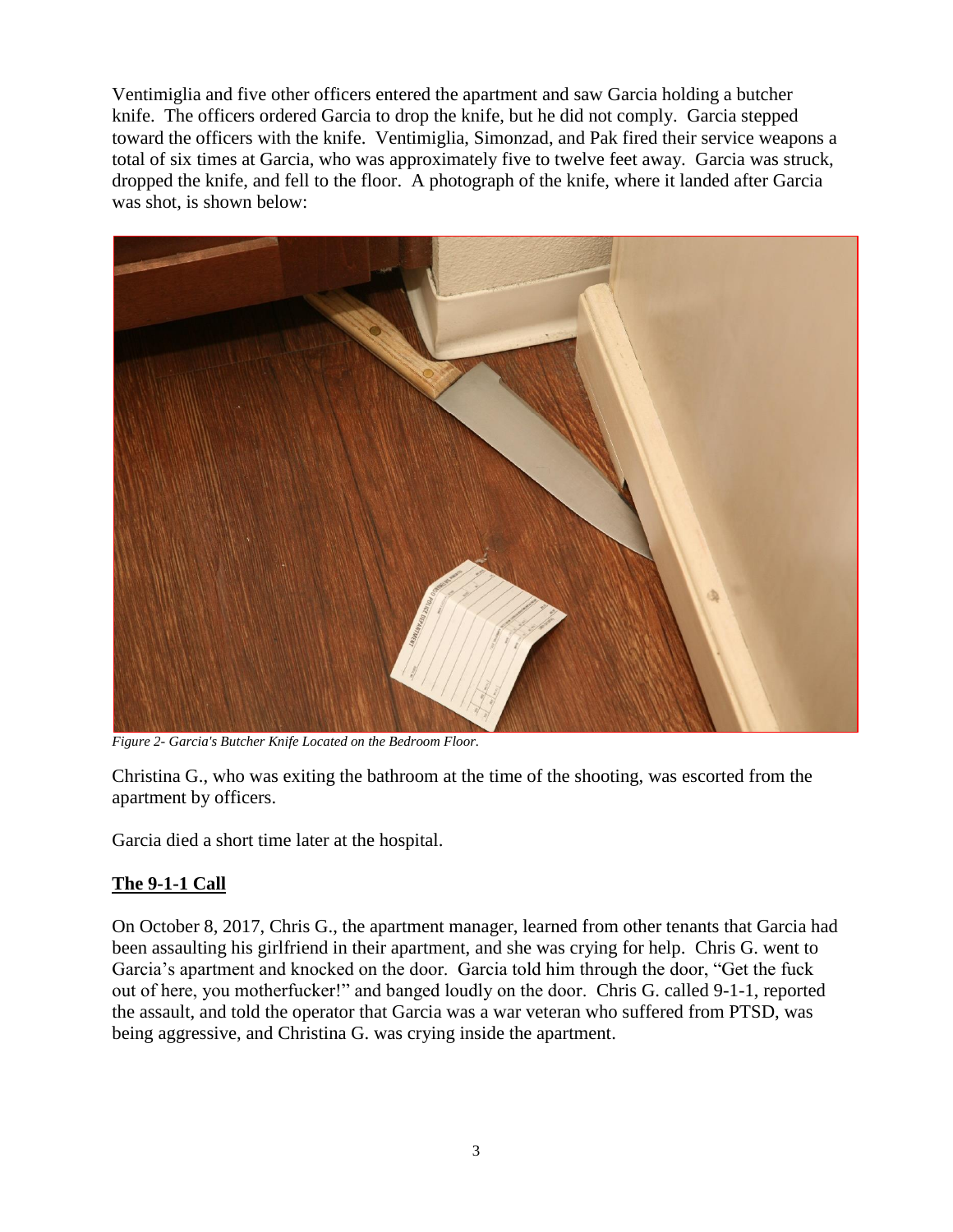Ventimiglia and five other officers entered the apartment and saw Garcia holding a butcher knife. The officers ordered Garcia to drop the knife, but he did not comply. Garcia stepped toward the officers with the knife. Ventimiglia, Simonzad, and Pak fired their service weapons a total of six times at Garcia, who was approximately five to twelve feet away. Garcia was struck, dropped the knife, and fell to the floor. A photograph of the knife, where it landed after Garcia was shot, is shown below:

*Figure 2- Garcia's Butcher Knife Located on the Bedroom Floor.*

Christina G., who was exiting the bathroom at the time of the shooting, was escorted from the apartment by officers.

Garcia died a short time later at the hospital.

## **The 9-1-1 Call**

On October 8, 2017, Chris G., the apartment manager, learned from other tenants that Garcia had been assaulting his girlfriend in their apartment, and she was crying for help. Chris G. went to Garcia's apartment and knocked on the door. Garcia told him through the door, "Get the fuck out of here, you motherfucker!" and banged loudly on the door. Chris G. called 9-1-1, reported the assault, and told the operator that Garcia was a war veteran who suffered from PTSD, was being aggressive, and Christina G. was crying inside the apartment.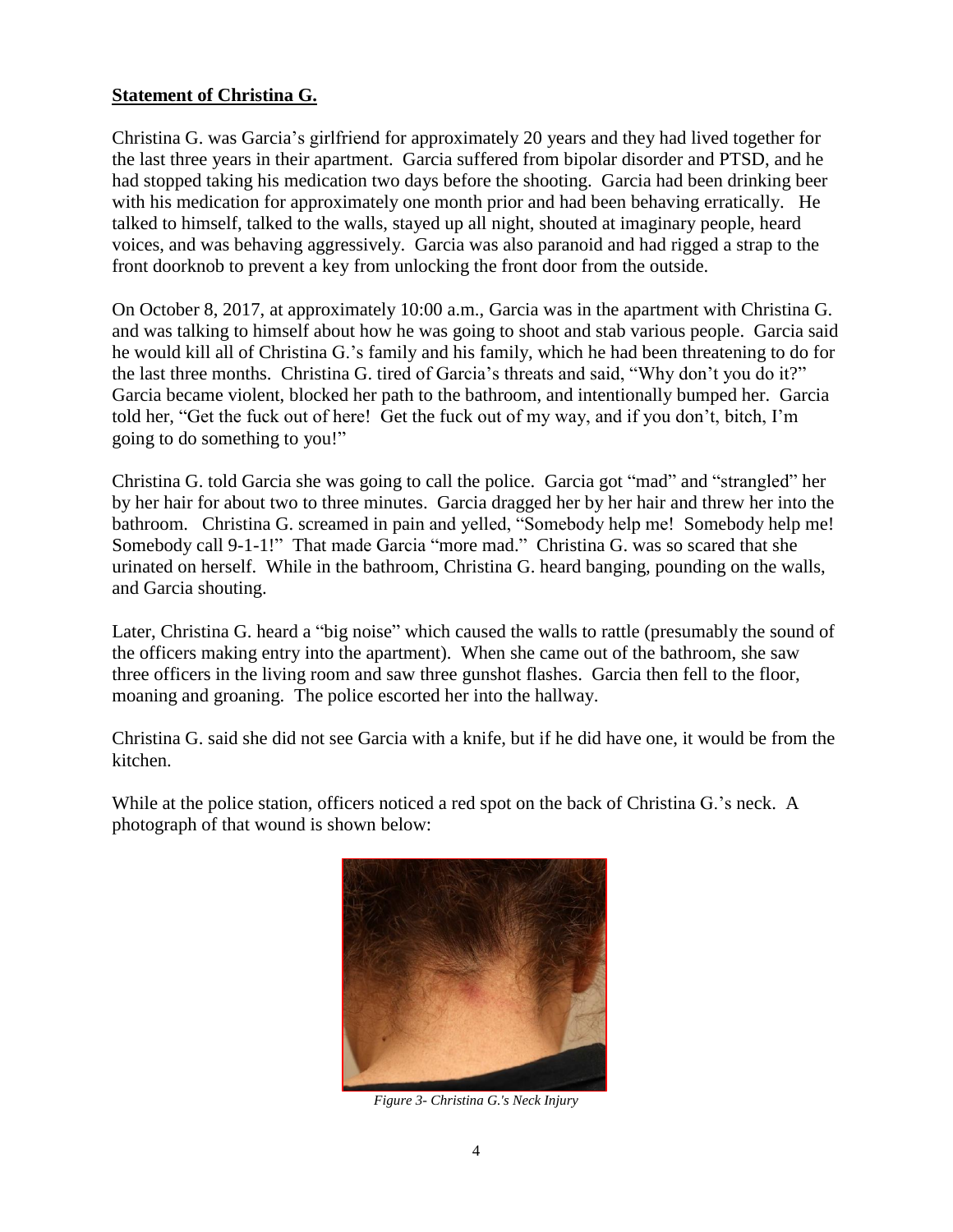**Statement of Christina G.**

Christina G. was Garcia's girlfriend for approximately 20 years and they had lived together for the last three years in their apartment. Garcia suffered from bipolar disorder and PTSD, and he had stopped taking his medication two days before the shooting. Garcia had been drinking beer with his medication for approximately one month prior and had been behaving erratically. He talked to himself, talked to the walls, stayed up all night, shouted at imaginary people, heard voices, and was behaving aggressively. Garcia was also paranoid and had rigged a strap to the front doorknob to prevent a key from unlocking the front door from the outside.

On October 8, 2017, at approximately 10:00 a.m., Garcia was in the apartment with Christina G. and was talking to himself about how he was going to shoot and stab various people. Garcia said he would kill all of Christina G.'s family and his family, which he had been threatening to do for the last three months. Christina G. tired of Garcia's threats and said, "Why don't you do it?" Garcia became violent, blocked her path to the bathroom, and intentionally bumped her. Garcia told her, "Get the fuck out of here! Get the fuck out of my way, and if you don't, bitch, I'm going to do something to you!"

Christina G. told Garcia she was going to call the police. Garcia got "mad" and "strangled" her by her hair for about two to three minutes. Garcia dragged her by her hair and threw her into the bathroom. Christina G. screamed in pain and yelled, "Somebody help me! Somebody help me! Somebody call 9-1-1!" That made Garcia "more mad." Christina G. was so scared that she urinated on herself. While in the bathroom, Christina G. heard banging, pounding on the walls, and Garcia shouting.

Later, Christina G. heard a "big noise" which caused the walls to rattle (presumably the sound of the officers making entry into the apartment). When she came out of the bathroom, she saw three officers in the living room and saw three gunshot flashes. Garcia then fell to the floor, moaning and groaning. The police escorted her into the hallway.

Christina G. said she did not see Garcia with a knife, but if he did have one, it would be from the kitchen.

While at the police station, officers noticed a red spot on the back of Christina G.'s neck. A photograph of that wound is shown below:

*Figure 3- Christina G.'s Neck Injury*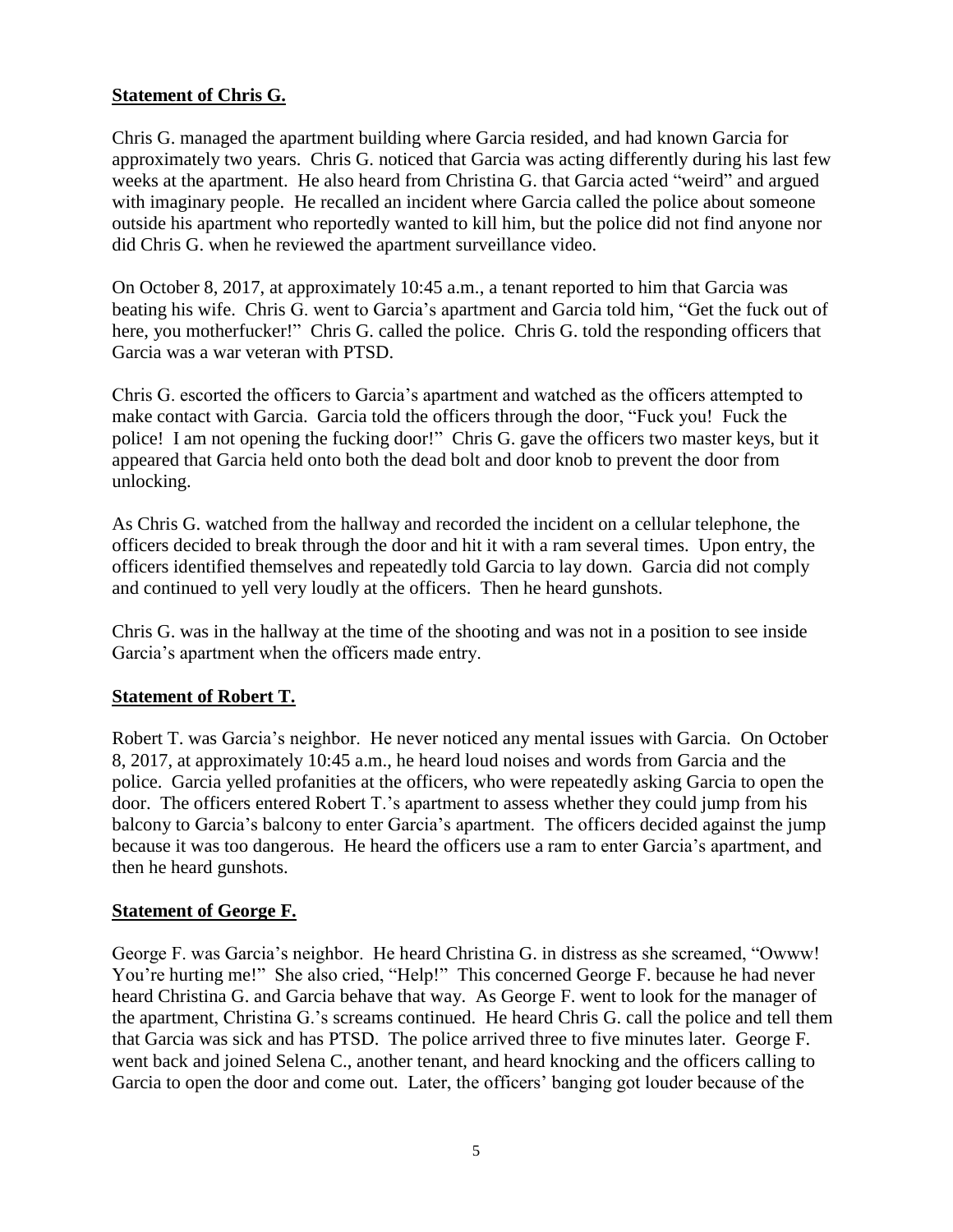## **Statement of Chris G.**

Chris G. managed the apartment building where Garcia resided, and had known Garcia for approximately two years. Chris G. noticed that Garcia was acting differently during his last few weeks at the apartment. He also heard from Christina G. that Garcia acted "weird" and argued with imaginary people. He recalled an incident where Garcia called the police about someone outside his apartment who reportedly wanted to kill him, but the police did not find anyone nor did Chris G. when he reviewed the apartment surveillance video.

On October 8, 2017, at approximately 10:45 a.m., a tenant reported to him that Garcia was beating his wife. Chris G. went to Garcia's apartment and Garcia told him, "Get the fuck out of here, you motherfucker!" Chris G. called the police. Chris G. told the responding officers that Garcia was a war veteran with PTSD.

Chris G. escorted the officers to Garcia's apartment and watched as the officers attempted to make contact with Garcia. Garcia told the officers through the door, "Fuck you! Fuck the police! I am not opening the fucking door!" Chris G. gave the officers two master keys, but it appeared that Garcia held onto both the dead bolt and door knob to prevent the door from unlocking.

As Chris G. watched from the hallway and recorded the incident on a cellular telephone, the officers decided to break through the door and hit it with a ram several times. Upon entry, the officers identified themselves and repeatedly told Garcia to lay down. Garcia did not comply and continued to yell very loudly at the officers. Then he heard gunshots.

Chris G. was in the hallway at the time of the shooting and was not in a position to see inside Garcia's apartment when the officers made entry.

## **Statement of Robert T.**

Robert T. was Garcia's neighbor. He never noticed any mental issues with Garcia. On October 8, 2017, at approximately 10:45 a.m., he heard loud noises and words from Garcia and the police. Garcia yelled profanities at the officers, who were repeatedly asking Garcia to open the door. The officers entered Robert T.'s apartment to assess whether they could jump from his balcony to Garcia's balcony to enter Garcia's apartment. The officers decided against the jump because it was too dangerous. He heard the officers use a ram to enter Garcia's apartment, and then he heard gunshots.

## **Statement of George F.**

George F. was Garcia's neighbor. He heard Christina G. in distress as she screamed, "Owww! You're hurting me!" She also cried, "Help!" This concerned George F. because he had never heard Christina G. and Garcia behave that way. As George F. went to look for the manager of the apartment, Christina G.'s screams continued. He heard Chris G. call the police and tell them that Garcia was sick and has PTSD. The police arrived three to five minutes later. George F. went back and joined Selena C., another tenant, and heard knocking and the officers calling to Garcia to open the door and come out. Later, the officers' banging got louder because of the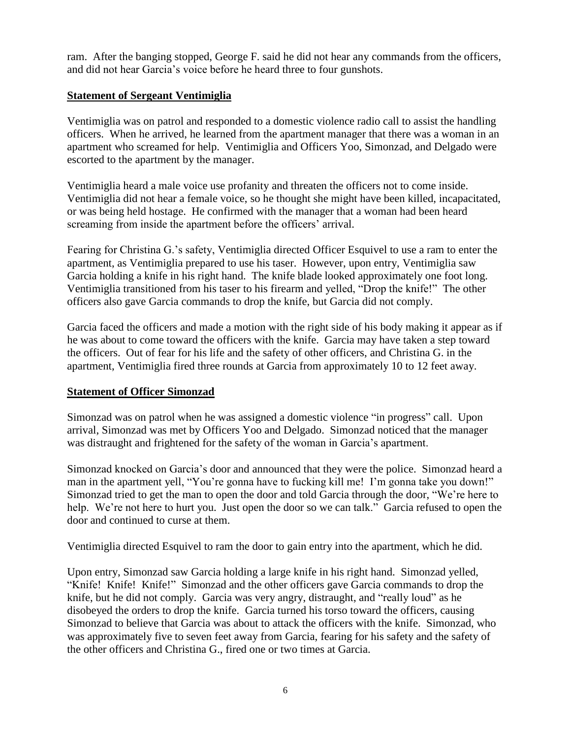ram. After the banging stopped, George F. said he did not hear any commands from the officers, and did not hear Garcia's voice before he heard three to four gunshots.

**Statement of Sergeant Ventimiglia**

Ventimiglia was on patrol and responded to a domestic violence radio call to assist the handling officers. When he arrived, he learned from the apartment manager that there was a woman in an apartment who screamed for help. Ventimiglia and Officers Yoo, Simonzad, and Delgado were escorted to the apartment by the manager.

Ventimiglia heard a male voice use profanity and threaten the officers not to come inside. Ventimiglia did not hear a female voice, so he thought she might have been killed, incapacitated, or was being held hostage. He confirmed with the manager that a woman had been heard screaming from inside the apartment before the officers' arrival.

Fearing for Christina G.'s safety, Ventimiglia directed Officer Esquivel to use a ram to enter the apartment, as Ventimiglia prepared to use his taser. However, upon entry, Ventimiglia saw Garcia holding a knife in his right hand. The knife blade looked approximately one foot long. Ventimiglia transitioned from his taser to his firearm and yelled, "Drop the knife!" The other officers also gave Garcia commands to drop the knife, but Garcia did not comply.

Garcia faced the officers and made a motion with the right side of his body making it appear as if he was about to come toward the officers with the knife. Garcia may have taken a step toward the officers. Out of fear for his life and the safety of other officers, and Christina G. in the apartment, Ventimiglia fired three rounds at Garcia from approximately 10 to 12 feet away.

**Statement of Officer Simonzad**

Simonzad was on patrol when he was assigned a domestic violence "in progress" call. Upon arrival, Simonzad was met by Officers Yoo and Delgado. Simonzad noticed that the manager was distraught and frightened for the safety of the woman in Garcia's apartment.

Simonzad knocked on Garcia's door and announced that they were the police. Simonzad heard a man in the apartment yell, "You're gonna have to fucking kill me! I'm gonna take you down!" Simonzad tried to get the man to open the door and told Garcia through the door, "We're here to help. We're not here to hurt you. Just open the door so we can talk." Garcia refused to open the door and continued to curse at them.

Ventimiglia directed Esquivel to ram the door to gain entry into the apartment, which he did.

Upon entry, Simonzad saw Garcia holding a large knife in his right hand. Simonzad yelled, "Knife! Knife! Knife!" Simonzad and the other officers gave Garcia commands to drop the knife, but he did not comply. Garcia was very angry, distraught, and "really loud" as he disobeyed the orders to drop the knife. Garcia turned his torso toward the officers, causing Simonzad to believe that Garcia was about to attack the officers with the knife. Simonzad, who was approximately five to seven feet away from Garcia, fearing for his safety and the safety of the other officers and Christina G., fired one or two times at Garcia.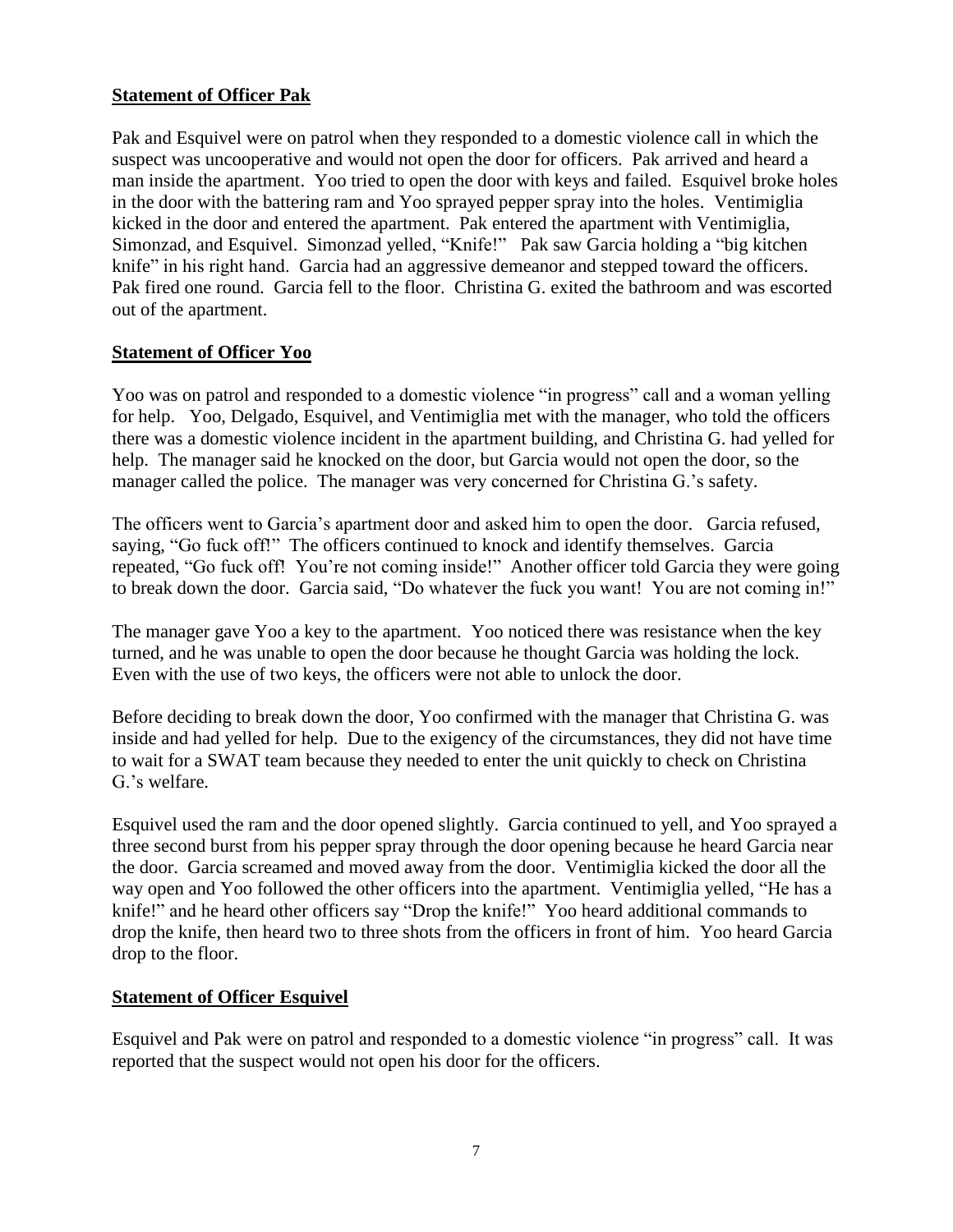### **Statement of Officer Pak**

Pak and Esquivel were on patrol when they responded to a domestic violence call in which the suspect was uncooperative and would not open the door for officers. Pak arrived and heard a man inside the apartment. Yoo tried to open the door with keys and failed. Esquivel broke holes in the door with the battering ram and Yoo sprayed pepper spray into the holes. Ventimiglia kicked in the door and entered the apartment. Pak entered the apartment with Ventimiglia, Simonzad, and Esquivel. Simonzad yelled, "Knife!" Pak saw Garcia holding a "big kitchen knife" in his right hand. Garcia had an aggressive demeanor and stepped toward the officers. Pak fired one round. Garcia fell to the floor. Christina G. exited the bathroom and was escorted out of the apartment.

### **Statement of Officer Yoo**

Yoo was on patrol and responded to a domestic violence "in progress" call and a woman yelling for help. Yoo, Delgado, Esquivel, and Ventimiglia met with the manager, who told the officers there was a domestic violence incident in the apartment building, and Christina G. had yelled for help. The manager said he knocked on the door, but Garcia would not open the door, so the manager called the police. The manager was very concerned for Christina G.'s safety.

The officers went to Garcia's apartment door and asked him to open the door. Garcia refused, saying, "Go fuck off!" The officers continued to knock and identify themselves. Garcia repeated, "Go fuck off! You're not coming inside!" Another officer told Garcia they were going to break down the door. Garcia said, "Do whatever the fuck you want! You are not coming in!"

The manager gave Yoo a key to the apartment. Yoo noticed there was resistance when the key turned, and he was unable to open the door because he thought Garcia was holding the lock. Even with the use of two keys, the officers were not able to unlock the door.

Before deciding to break down the door, Yoo confirmed with the manager that Christina G. was inside and had yelled for help. Due to the exigency of the circumstances, they did not have time to wait for a SWAT team because they needed to enter the unit quickly to check on Christina G.'s welfare.

Esquivel used the ram and the door opened slightly. Garcia continued to yell, and Yoo sprayed a three second burst from his pepper spray through the door opening because he heard Garcia near the door. Garcia screamed and moved away from the door. Ventimiglia kicked the door all the way open and Yoo followed the other officers into the apartment. Ventimiglia yelled, "He has a knife!" and he heard other officers say "Drop the knife!" Yoo heard additional commands to drop the knife, then heard two to three shots from the officers in front of him. Yoo heard Garcia drop to the floor.

### **Statement of Officer Esquivel**

Esquivel and Pak were on patrol and responded to a domestic violence "in progress" call. It was reported that the suspect would not open his door for the officers.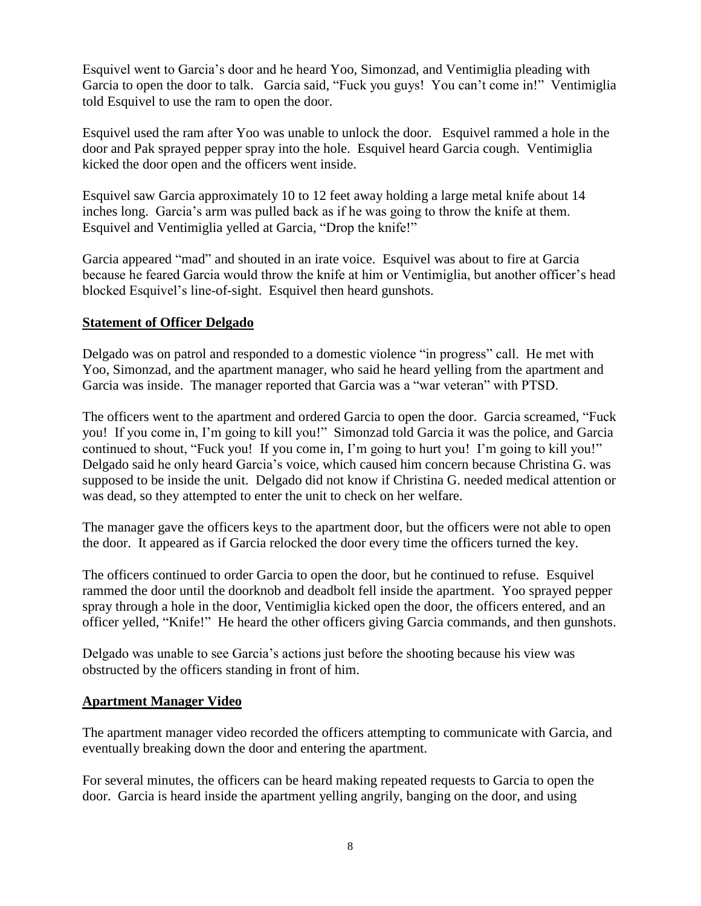Esquivel went to Garcia's door and he heard Yoo, Simonzad, and Ventimiglia pleading with Garcia to open the door to talk. Garcia said, "Fuck you guys! You can't come in!" Ventimiglia told Esquivel to use the ram to open the door.

Esquivel used the ram after Yoo was unable to unlock the door. Esquivel rammed a hole in the door and Pak sprayed pepper spray into the hole. Esquivel heard Garcia cough. Ventimiglia kicked the door open and the officers went inside.

Esquivel saw Garcia approximately 10 to 12 feet away holding a large metal knife about 14 inches long. Garcia's arm was pulled back as if he was going to throw the knife at them. Esquivel and Ventimiglia yelled at Garcia, "Drop the knife!"

Garcia appeared "mad" and shouted in an irate voice. Esquivel was about to fire at Garcia because he feared Garcia would throw the knife at him or Ventimiglia, but another officer's head blocked Esquivel's line-of-sight. Esquivel then heard gunshots.

**Statement of Officer Delgado**

Delgado was on patrol and responded to a domestic violence "in progress" call. He met with Yoo, Simonzad, and the apartment manager, who said he heard yelling from the apartment and Garcia was inside. The manager reported that Garcia was a "war veteran" with PTSD.

The officers went to the apartment and ordered Garcia to open the door. Garcia screamed, "Fuck you! If you come in, I'm going to kill you!" Simonzad told Garcia it was the police, and Garcia continued to shout, "Fuck you! If you come in, I'm going to hurt you! I'm going to kill you!" Delgado said he only heard Garcia's voice, which caused him concern because Christina G. was supposed to be inside the unit. Delgado did not know if Christina G. needed medical attention or was dead, so they attempted to enter the unit to check on her welfare.

The manager gave the officers keys to the apartment door, but the officers were not able to open the door. It appeared as if Garcia relocked the door every time the officers turned the key.

The officers continued to order Garcia to open the door, but he continued to refuse. Esquivel rammed the door until the doorknob and deadbolt fell inside the apartment. Yoo sprayed pepper spray through a hole in the door, Ventimiglia kicked open the door, the officers entered, and an officer yelled, "Knife!" He heard the other officers giving Garcia commands, and then gunshots.

Delgado was unable to see Garcia's actions just before the shooting because his view was obstructed by the officers standing in front of him.

**Apartment Manager Video**

The apartment manager video recorded the officers attempting to communicate with Garcia, and eventually breaking down the door and entering the apartment.

For several minutes, the officers can be heard making repeated requests to Garcia to open the door. Garcia is heard inside the apartment yelling angrily, banging on the door, and using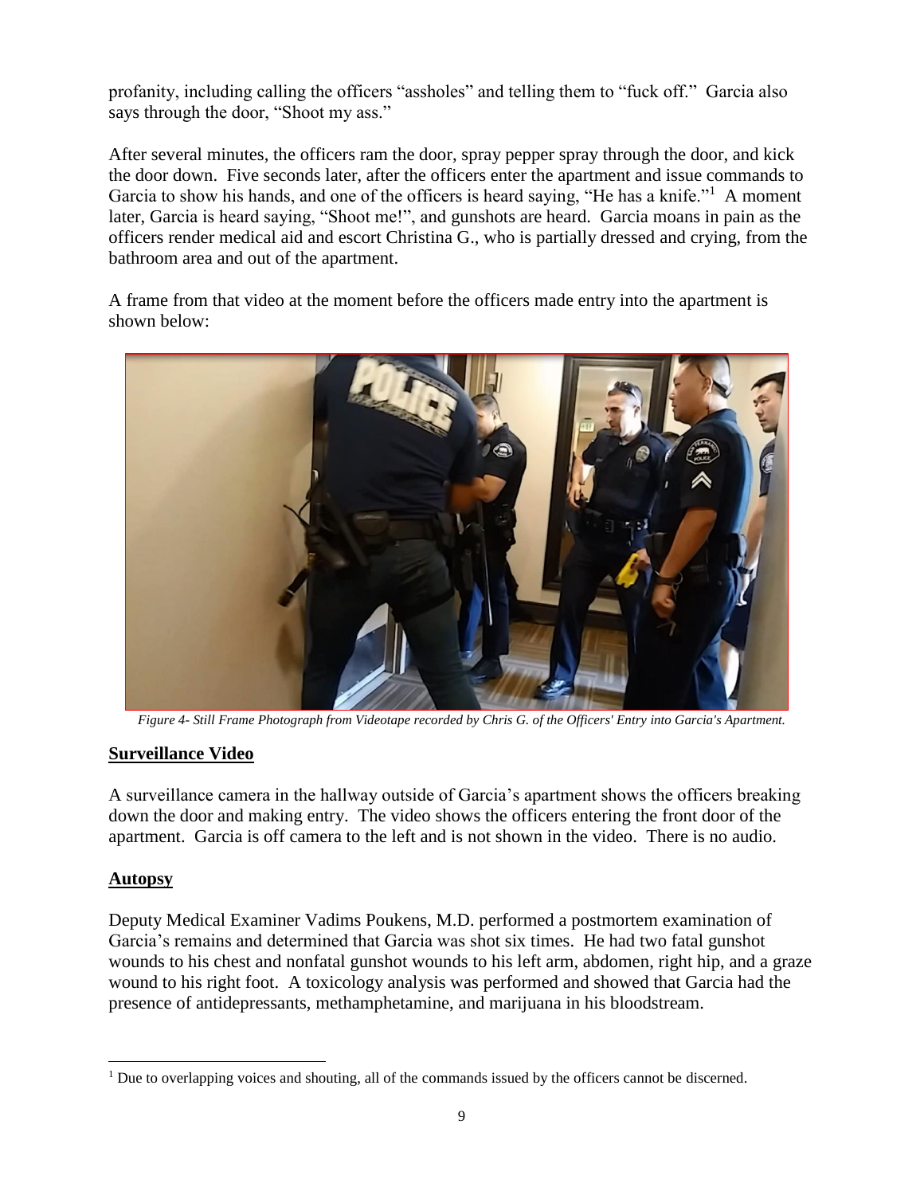profanity, including calling the officers "assholes" and telling them to "fuck off." Garcia also says through the door, "Shoot my ass."

After several minutes, the officers ram the door, spray pepper spray through the door, and kick the door down. Five seconds later, after the officers enter the apartment and issue commands to Garcia to show his hands, and one of the officers is heard saying, "He has a knife."[1] A moment later, Garcia is heard saying, "Shoot me!", and gunshots are heard. Garcia moans in pain as the officers render medical aid and escort Christina G., who is partially dressed and crying, from the bathroom area and out of the apartment.

A frame from that video at the moment before the officers made entry into the apartment is shown below:

*Figure 4- Still Frame Photograph from Videotape recorded by Chris G. of the Officers' Entry into Garcia's Apartment.*

## Surveillance Video

A surveillance camera in the hallway outside of Garcia's apartment shows the officers breaking down the door and making entry. The video shows the officers entering the front door of the apartment. Garcia is off camera to the left and is not shown in the video. There is no audio.

## Autopsy

Deputy Medical Examiner Vadims Poukens, M.D. performed a postmortem examination of Garcia's remains and determined that Garcia was shot six times. He had two fatal gunshot wounds to his chest and nonfatal gunshot wounds to his left arm, abdomen, right hip, and a graze wound to his right foot. A toxicology analysis was performed and showed that Garcia had the presence of antidepressants, methamphetamine, and marijuana in his bloodstream.

[1] Due to overlapping voices and shouting, all of the commands issued by the officers cannot be discerned.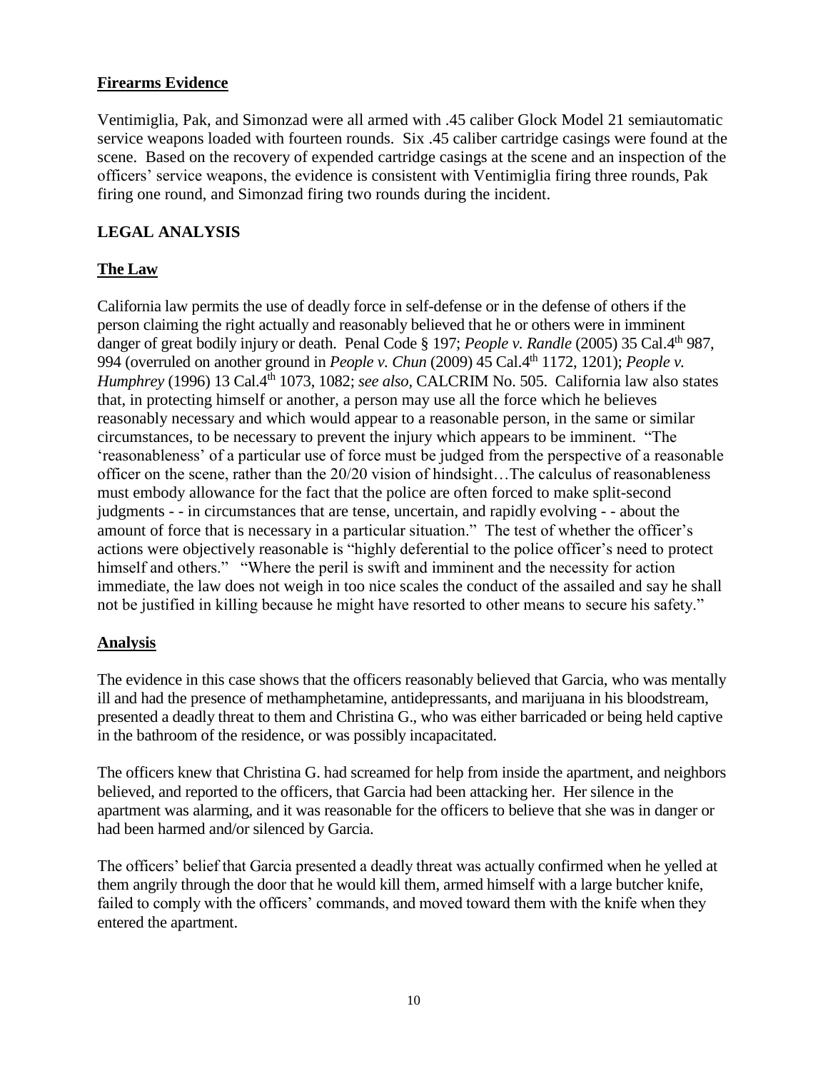## Firearms Evidence

Ventimiglia, Pak, and Simonzad were all armed with .45 caliber Glock Model 21 semiautomatic service weapons loaded with fourteen rounds. Six .45 caliber cartridge casings were found at the scene. Based on the recovery of expended cartridge casings at the scene and an inspection of the officers' service weapons, the evidence is consistent with Ventimiglia firing three rounds, Pak firing one round, and Simonzad firing two rounds during the incident.

# LEGAL ANALYSIS

## The Law

California law permits the use of deadly force in self-defense or in the defense of others if the person claiming the right actually and reasonably believed that he or others were in imminent danger of great bodily injury or death. Penal Code § 197; *People v. Randle* (2005) 35 Cal.4th 987, 994 (overruled on another ground in *People v. Chun* (2009) 45 Cal.4th 1172, 1201); *People v. Humphrey* (1996) 13 Cal.4th 1073, 1082; *see also*, CALCRIM No. 505. California law also states that, in protecting himself or another, a person may use all the force which he believes reasonably necessary and which would appear to a reasonable person, in the same or similar circumstances, to be necessary to prevent the injury which appears to be imminent. "The 'reasonableness' of a particular use of force must be judged from the perspective of a reasonable officer on the scene, rather than the 20/20 vision of hindsight…The calculus of reasonableness must embody allowance for the fact that the police are often forced to make split-second judgments - - in circumstances that are tense, uncertain, and rapidly evolving - - about the amount of force that is necessary in a particular situation." The test of whether the officer's actions were objectively reasonable is "highly deferential to the police officer's need to protect himself and others." "Where the peril is swift and imminent and the necessity for action immediate, the law does not weigh in too nice scales the conduct of the assailed and say he shall not be justified in killing because he might have resorted to other means to secure his safety."

## Analysis

The evidence in this case shows that the officers reasonably believed that Garcia, who was mentally ill and had the presence of methamphetamine, antidepressants, and marijuana in his bloodstream, presented a deadly threat to them and Christina G., who was either barricaded or being held captive in the bathroom of the residence, or was possibly incapacitated.

The officers knew that Christina G. had screamed for help from inside the apartment, and neighbors believed, and reported to the officers, that Garcia had been attacking her. Her silence in the apartment was alarming, and it was reasonable for the officers to believe that she was in danger or had been harmed and/or silenced by Garcia.

The officers' belief that Garcia presented a deadly threat was actually confirmed when he yelled at them angrily through the door that he would kill them, armed himself with a large butcher knife, failed to comply with the officers' commands, and moved toward them with the knife when they entered the apartment.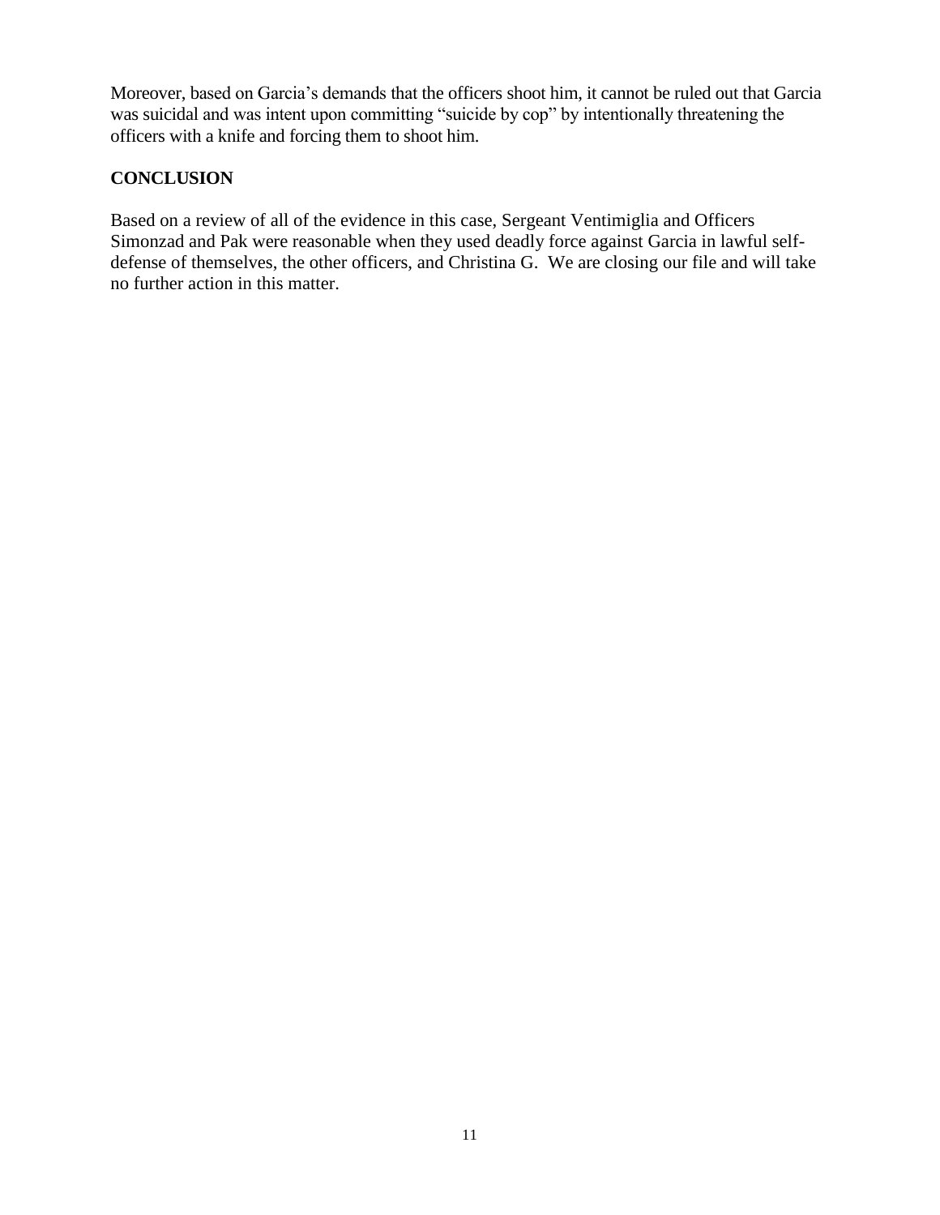Moreover, based on Garcia's demands that the officers shoot him, it cannot be ruled out that Garcia was suicidal and was intent upon committing "suicide by cop" by intentionally threatening the officers with a knife and forcing them to shoot him.

## CONCLUSION

Based on a review of all of the evidence in this case, Sergeant Ventimiglia and Officers Simonzad and Pak were reasonable when they used deadly force against Garcia in lawful self-defense of themselves, the other officers, and Christina G. We are closing our file and will take no further action in this matter.